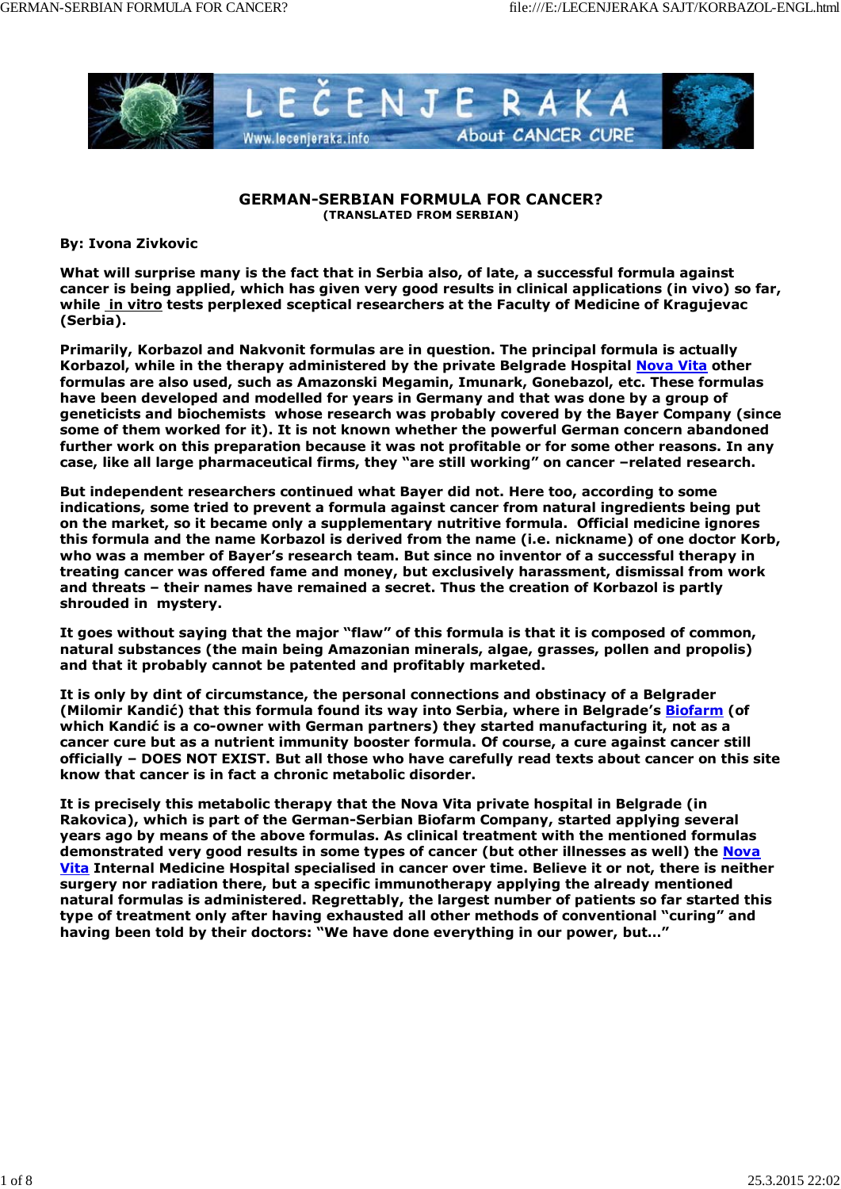# GERMAN-SERBIAN FORMULA FOR CANCER?

**(TRANSLATED FROM SERBIAN)**

**By: Ivona Zivkovic**

**What will surprise many is the fact that in Serbia also, of late, a successful formula against cancer is being applied, which has given very good results in clinical applications (in vivo) so far, while in vitro tests perplexed sceptical researchers at the Faculty of Medicine of Kragujevac (Serbia).**

**Primarily, Korbazol and Nakvonit formulas are in question. The principal formula is actually Korbazol, while in the therapy administered by the private Belgrade Hospital Nova Vita other formulas are also used, such as Amazonski Megamin, Imunark, Gonebazol, etc. These formulas have been developed and modelled for years in Germany and that was done by a group of geneticists and biochemists whose research was probably covered by the Bayer Company (since some of them worked for it). It is not known whether the powerful German concern abandoned further work on this preparation because it was not profitable or for some other reasons. In any case, like all large pharmaceutical firms, they "are still working" on cancer –related research.**

**But independent researchers continued what Bayer did not. Here too, according to some indications, some tried to prevent a formula against cancer from natural ingredients being put on the market, so it became only a supplementary nutritive formula. Official medicine ignores this formula and the name Korbazol is derived from the name (i.e. nickname) of one doctor Korb, who was a member of Bayer's research team. But since no inventor of a successful therapy in treating cancer was offered fame and money, but exclusively harassment, dismissal from work and threats – their names have remained a secret. Thus the creation of Korbazol is partly shrouded in mystery.**

**It goes without saying that the major "flaw" of this formula is that it is composed of common, natural substances (the main being Amazonian minerals, algae, grasses, pollen and propolis) and that it probably cannot be patented and profitably marketed.**

**It is only by dint of circumstance, the personal connections and obstinacy of a Belgrader (Milomir Kandić) that this formula found its way into Serbia, where in Belgrade's Biofarm (of which Kandić is a co-owner with German partners) they started manufacturing it, not as a cancer cure but as a nutrient immunity booster formula. Of course, a cure against cancer still officially – DOES NOT EXIST. But all those who have carefully read texts about cancer on this site know that cancer is in fact a chronic metabolic disorder.**

**It is precisely this metabolic therapy that the Nova Vita private hospital in Belgrade (in Rakovica), which is part of the German-Serbian Biofarm Company, started applying several years ago by means of the above formulas. As clinical treatment with the mentioned formulas demonstrated very good results in some types of cancer (but other illnesses as well) the Nova Vita Internal Medicine Hospital specialised in cancer over time. Believe it or not, there is neither surgery nor radiation there, but a specific immunotherapy applying the already mentioned natural formulas is administered. Regrettably, the largest number of patients so far started this type of treatment only after having exhausted all other methods of conventional "curing" and having been told by their doctors: "We have done everything in our power, but..."**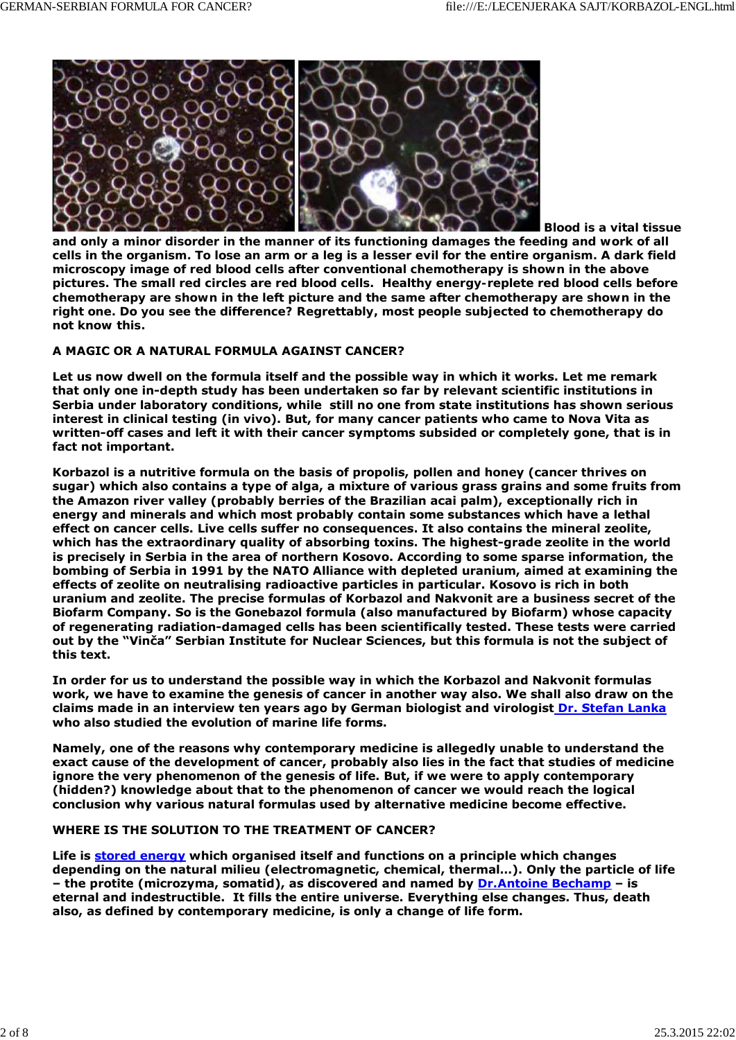**Blood is a vital tissue and only a minor disorder in the manner of its functioning damages the feeding and work of all cells in the organism. To lose an arm or a leg is a lesser evil for the entire organism. A dark field microscopy image of red blood cells after conventional chemotherapy is shown in the above pictures. The small red circles are red blood cells. Healthy energy-replete red blood cells before chemotherapy are shown in the left picture and the same after chemotherapy are shown in the right one. Do you see the difference? Regrettably, most people subjected to chemotherapy do not know this.**

**A MAGIC OR A NATURAL FORMULA AGAINST CANCER?**

**Let us now dwell on the formula itself and the possible way in which it works. Let me remark that only one in-depth study has been undertaken so far by relevant scientific institutions in Serbia under laboratory conditions, while still no one from state institutions has shown serious interest in clinical testing (in vivo). But, for many cancer patients who came to Nova Vita as written-off cases and left it with their cancer symptoms subsided or completely gone, that is in fact not important.**

**Korbazol is a nutritive formula on the basis of propolis, pollen and honey (cancer thrives on sugar) which also contains a type of alga, a mixture of various grass grains and some fruits from the Amazon river valley (probably berries of the Brazilian acai palm), exceptionally rich in energy and minerals and which most probably contain some substances which have a lethal effect on cancer cells. Live cells suffer no consequences. It also contains the mineral zeolite, which has the extraordinary quality of absorbing toxins. The highest-grade zeolite in the world is precisely in Serbia in the area of northern Kosovo. According to some sparse information, the bombing of Serbia in 1991 by the NATO Alliance with depleted uranium, aimed at examining the effects of zeolite on neutralising radioactive particles in particular. Kosovo is rich in both uranium and zeolite. The precise formulas of Korbazol and Nakvonit are a business secret of the Biofarm Company. So is the Gonebazol formula (also manufactured by Biofarm) whose capacity of regenerating radiation-damaged cells has been scientifically tested. These tests were carried out by the "Vinča" Serbian Institute for Nuclear Sciences, but this formula is not the subject of this text.**

**In order for us to understand the possible way in which the Korbazol and Nakvonit formulas work, we have to examine the genesis of cancer in another way also. We shall also draw on the claims made in an interview ten years ago by German biologist and virologist Dr. Stefan Lanka who also studied the evolution of marine life forms.**

**Namely, one of the reasons why contemporary medicine is allegedly unable to understand the exact cause of the development of cancer, probably also lies in the fact that studies of medicine ignore the very phenomenon of the genesis of life. But, if we were to apply contemporary (hidden?) knowledge about that to the phenomenon of cancer we would reach the logical conclusion why various natural formulas used by alternative medicine become effective.**

**WHERE IS THE SOLUTION TO THE TREATMENT OF CANCER?**

**Life is stored energy which organised itself and functions on a principle which changes depending on the natural milieu (electromagnetic, chemical, thermal...). Only the particle of life – the protite (microzyma, somatid), as discovered and named by Dr.Antoine Bechamp – is eternal and indestructible. It fills the entire universe. Everything else changes. Thus, death also, as defined by contemporary medicine, is only a change of life form.**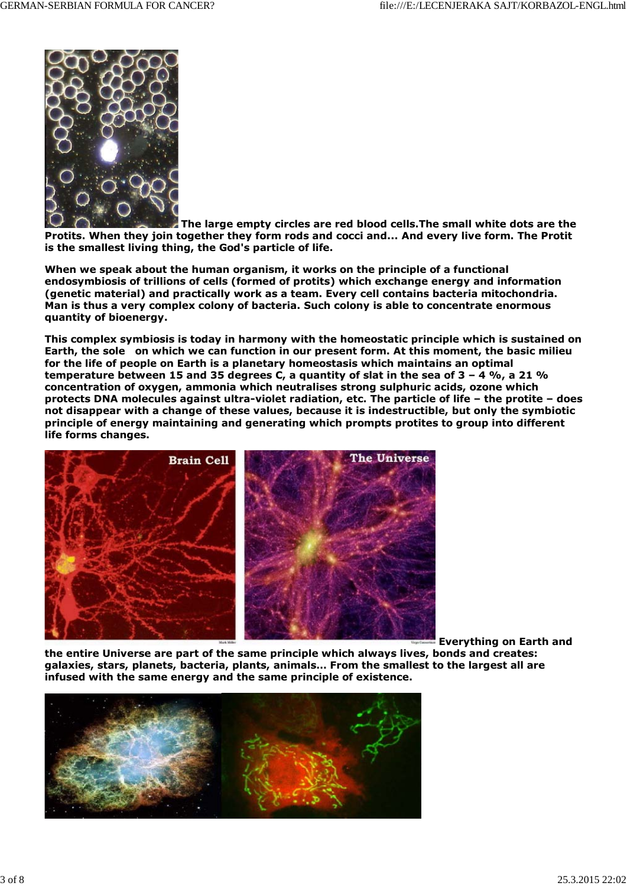**The large empty circles are red blood cells.The small white dots are the Protits. When they join together they form rods and cocci and... And every live form. The Protit is the smallest living thing, the God's particle of life.**

**When we speak about the human organism, it works on the principle of a functional endosymbiosis of trillions of cells (formed of protits) which exchange energy and information (genetic material) and practically work as a team. Every cell contains bacteria mitochondria. Man is thus a very complex colony of bacteria. Such colony is able to concentrate enormous quantity of bioenergy.**

**This complex symbiosis is today in harmony with the homeostatic principle which is sustained on Earth, the sole on which we can function in our present form. At this moment, the basic milieu for the life of people on Earth is a planetary homeostasis which maintains an optimal temperature between 15 and 35 degrees C, a quantity of slat in the sea of 3 – 4 %, a 21 % concentration of oxygen, ammonia which neutralises strong sulphuric acids, ozone which protects DNA molecules against ultra-violet radiation, etc. The particle of life – the protite – does not disappear with a change of these values, because it is indestructible, but only the symbiotic principle of energy maintaining and generating which prompts protites to group into different life forms changes.**

**Everything on Earth and the entire Universe are part of the same principle which always lives, bonds and creates: galaxies, stars, planets, bacteria, plants, animals... From the smallest to the largest all are infused with the same energy and the same principle of existence.**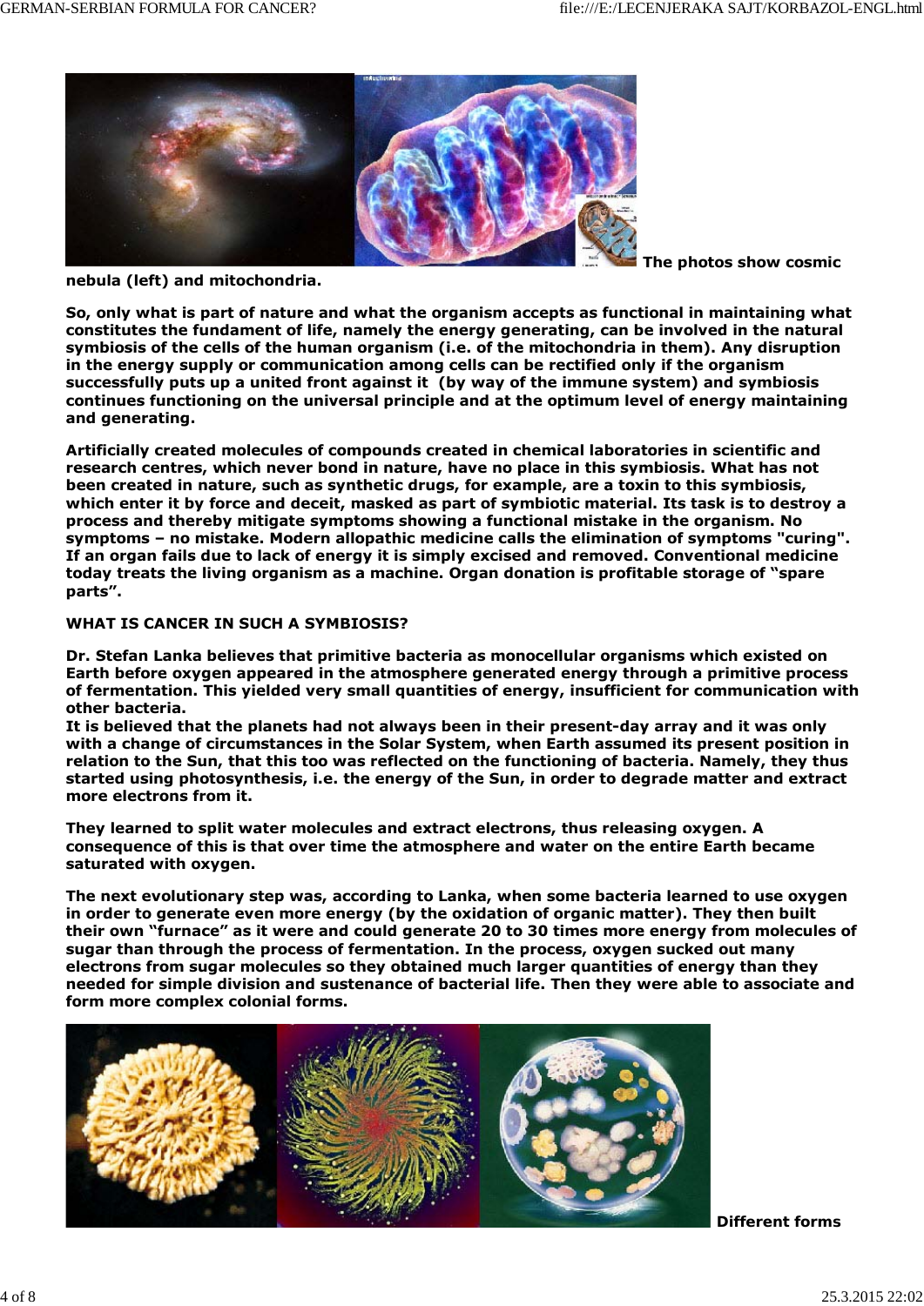**The photos show cosmic nebula (left) and mitochondria.**

**So, only what is part of nature and what the organism accepts as functional in maintaining what constitutes the fundament of life, namely the energy generating, can be involved in the natural symbiosis of the cells of the human organism (i.e. of the mitochondria in them). Any disruption in the energy supply or communication among cells can be rectified only if the organism successfully puts up a united front against it (by way of the immune system) and symbiosis continues functioning on the universal principle and at the optimum level of energy maintaining and generating.**

**Artificially created molecules of compounds created in chemical laboratories in scientific and research centres, which never bond in nature, have no place in this symbiosis. What has not been created in nature, such as synthetic drugs, for example, are a toxin to this symbiosis, which enter it by force and deceit, masked as part of symbiotic material. Its task is to destroy a process and thereby mitigate symptoms showing a functional mistake in the organism. No symptoms – no mistake. Modern allopathic medicine calls the elimination of symptoms "curing". If an organ fails due to lack of energy it is simply excised and removed. Conventional medicine today treats the living organism as a machine. Organ donation is profitable storage of "spare parts".**

**WHAT IS CANCER IN SUCH A SYMBIOSIS?**

**Dr. Stefan Lanka believes that primitive bacteria as monocellular organisms which existed on Earth before oxygen appeared in the atmosphere generated energy through a primitive process of fermentation. This yielded very small quantities of energy, insufficient for communication with other bacteria.**
**It is believed that the planets had not always been in their present-day array and it was only with a change of circumstances in the Solar System, when Earth assumed its present position in relation to the Sun, that this too was reflected on the functioning of bacteria. Namely, they thus started using photosynthesis, i.e. the energy of the Sun, in order to degrade matter and extract more electrons from it.**

**They learned to split water molecules and extract electrons, thus releasing oxygen. A consequence of this is that over time the atmosphere and water on the entire Earth became saturated with oxygen.**

**The next evolutionary step was, according to Lanka, when some bacteria learned to use oxygen in order to generate even more energy (by the oxidation of organic matter). They then built their own "furnace" as it were and could generate 20 to 30 times more energy from molecules of sugar than through the process of fermentation. In the process, oxygen sucked out many electrons from sugar molecules so they obtained much larger quantities of energy than they needed for simple division and sustenance of bacterial life. Then they were able to associate and form more complex colonial forms.**

**Different forms**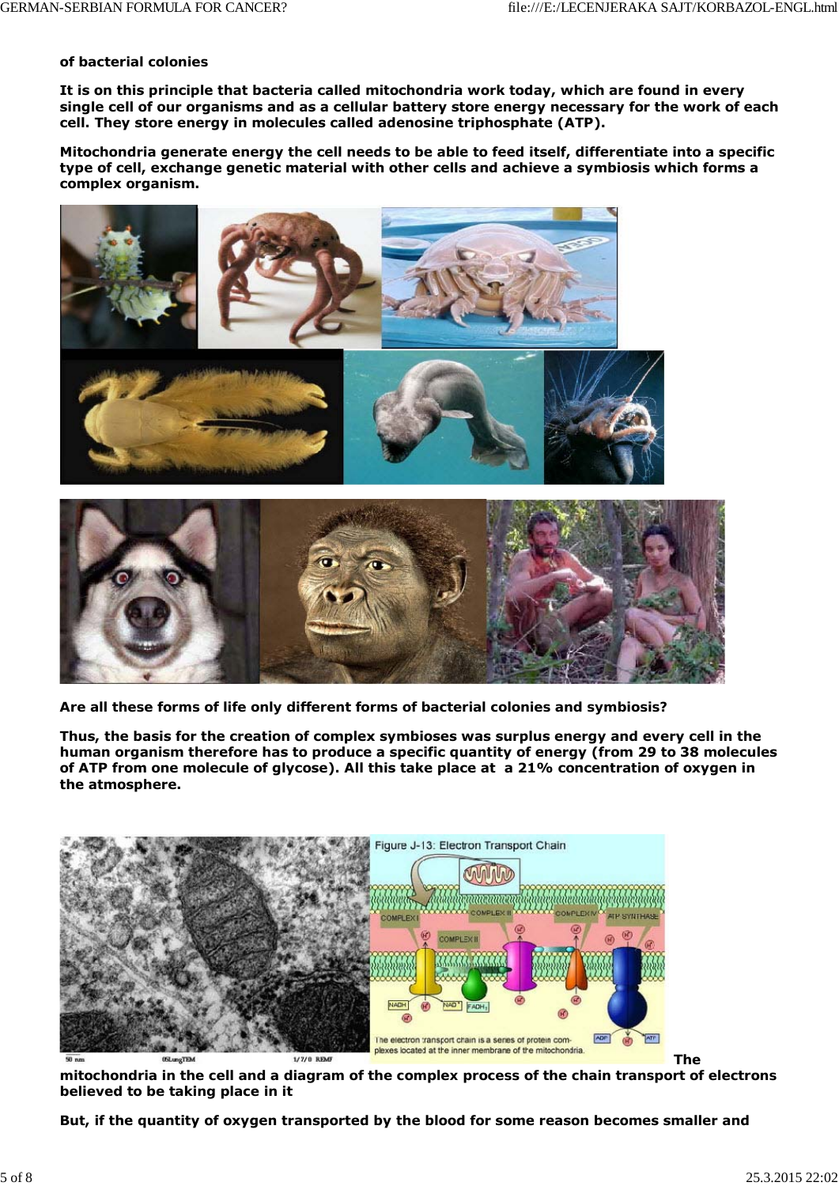**of bacterial colonies**

**It is on this principle that bacteria called mitochondria work today, which are found in every single cell of our organisms and as a cellular battery store energy necessary for the work of each cell. They store energy in molecules called adenosine triphosphate (ATP).**

**Mitochondria generate energy the cell needs to be able to feed itself, differentiate into a specific type of cell, exchange genetic material with other cells and achieve a symbiosis which forms a complex organism.**

**Are all these forms of life only different forms of bacterial colonies and symbiosis?**

**Thus, the basis for the creation of complex symbioses was surplus energy and every cell in the human organism therefore has to produce a specific quantity of energy (from 29 to 38 molecules of ATP from one molecule of glycose). All this take place at a 21% concentration of oxygen in the atmosphere.**

**The mitochondria in the cell and a diagram of the complex process of the chain transport of electrons believed to be taking place in it**

**But, if the quantity of oxygen transported by the blood for some reason becomes smaller and**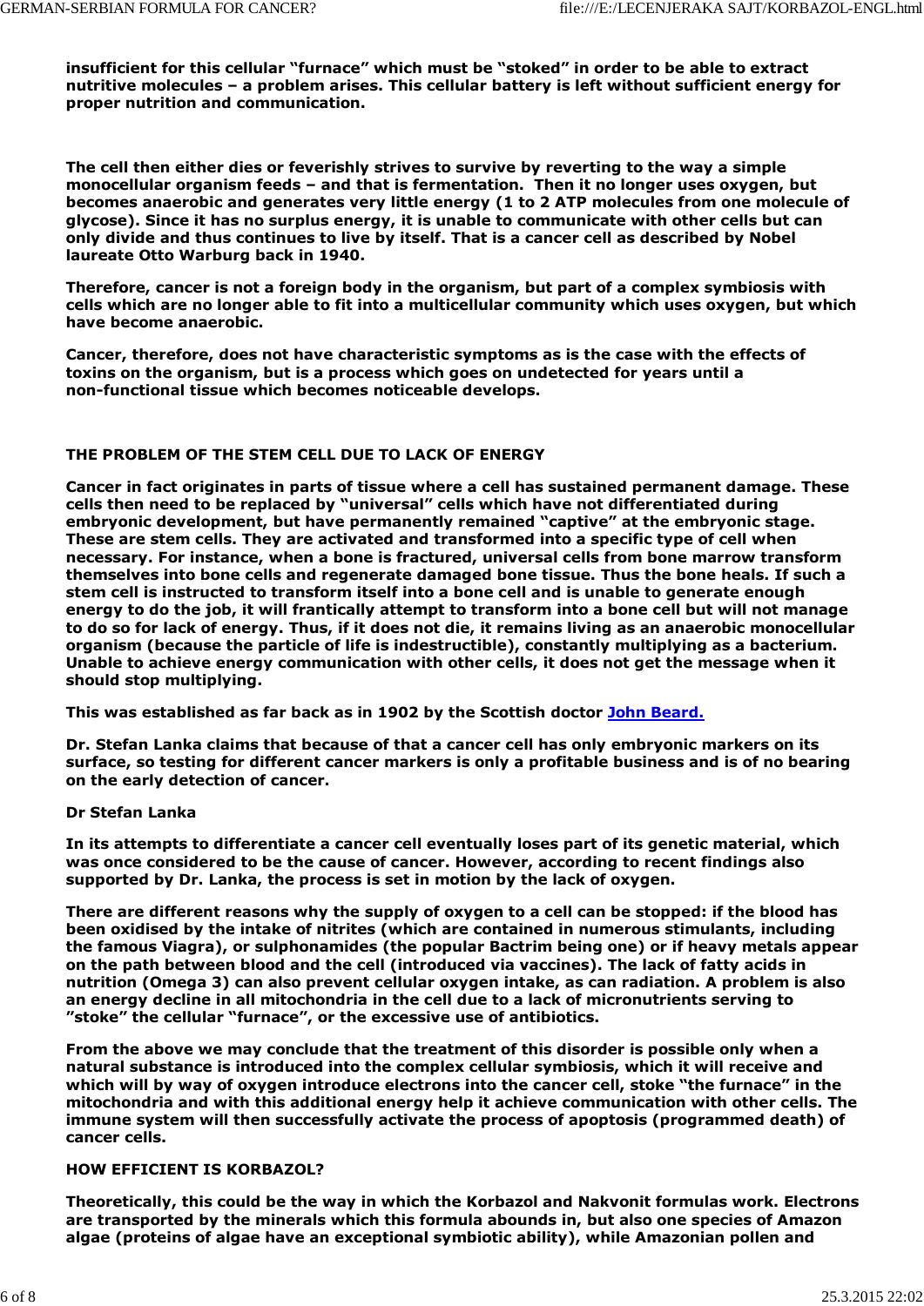**insufficient for this cellular "furnace" which must be "stoked" in order to be able to extract nutritive molecules – a problem arises. This cellular battery is left without sufficient energy for proper nutrition and communication.**

**The cell then either dies or feverishly strives to survive by reverting to the way a simple monocellular organism feeds – and that is fermentation. Then it no longer uses oxygen, but becomes anaerobic and generates very little energy (1 to 2 ATP molecules from one molecule of glycose). Since it has no surplus energy, it is unable to communicate with other cells but can only divide and thus continues to live by itself. That is a cancer cell as described by Nobel laureate Otto Warburg back in 1940.**

**Therefore, cancer is not a foreign body in the organism, but part of a complex symbiosis with cells which are no longer able to fit into a multicellular community which uses oxygen, but which have become anaerobic.**

**Cancer, therefore, does not have characteristic symptoms as is the case with the effects of toxins on the organism, but is a process which goes on undetected for years until a non-functional tissue which becomes noticeable develops.**

**THE PROBLEM OF THE STEM CELL DUE TO LACK OF ENERGY**

**Cancer in fact originates in parts of tissue where a cell has sustained permanent damage. These cells then need to be replaced by "universal" cells which have not differentiated during embryonic development, but have permanently remained "captive" at the embryonic stage. These are stem cells. They are activated and transformed into a specific type of cell when necessary. For instance, when a bone is fractured, universal cells from bone marrow transform themselves into bone cells and regenerate damaged bone tissue. Thus the bone heals. If such a stem cell is instructed to transform itself into a bone cell and is unable to generate enough energy to do the job, it will frantically attempt to transform into a bone cell but will not manage to do so for lack of energy. Thus, if it does not die, it remains living as an anaerobic monocellular organism (because the particle of life is indestructible), constantly multiplying as a bacterium. Unable to achieve energy communication with other cells, it does not get the message when it should stop multiplying.**

**This was established as far back as in 1902 by the Scottish doctor John Beard.**

**Dr. Stefan Lanka claims that because of that a cancer cell has only embryonic markers on its surface, so testing for different cancer markers is only a profitable business and is of no bearing on the early detection of cancer.**

**Dr Stefan Lanka**

**In its attempts to differentiate a cancer cell eventually loses part of its genetic material, which was once considered to be the cause of cancer. However, according to recent findings also supported by Dr. Lanka, the process is set in motion by the lack of oxygen.**

**There are different reasons why the supply of oxygen to a cell can be stopped: if the blood has been oxidised by the intake of nitrites (which are contained in numerous stimulants, including the famous Viagra), or sulphonamides (the popular Bactrim being one) or if heavy metals appear on the path between blood and the cell (introduced via vaccines). The lack of fatty acids in nutrition (Omega 3) can also prevent cellular oxygen intake, as can radiation. A problem is also an energy decline in all mitochondria in the cell due to a lack of micronutrients serving to "stoke" the cellular "furnace", or the excessive use of antibiotics.**

**From the above we may conclude that the treatment of this disorder is possible only when a natural substance is introduced into the complex cellular symbiosis, which it will receive and which will by way of oxygen introduce electrons into the cancer cell, stoke "the furnace" in the mitochondria and with this additional energy help it achieve communication with other cells. The immune system will then successfully activate the process of apoptosis (programmed death) of cancer cells.**

**HOW EFFICIENT IS KORBAZOL?**

**Theoretically, this could be the way in which the Korbazol and Nakvonit formulas work. Electrons are transported by the minerals which this formula abounds in, but also one species of Amazon algae (proteins of algae have an exceptional symbiotic ability), while Amazonian pollen and**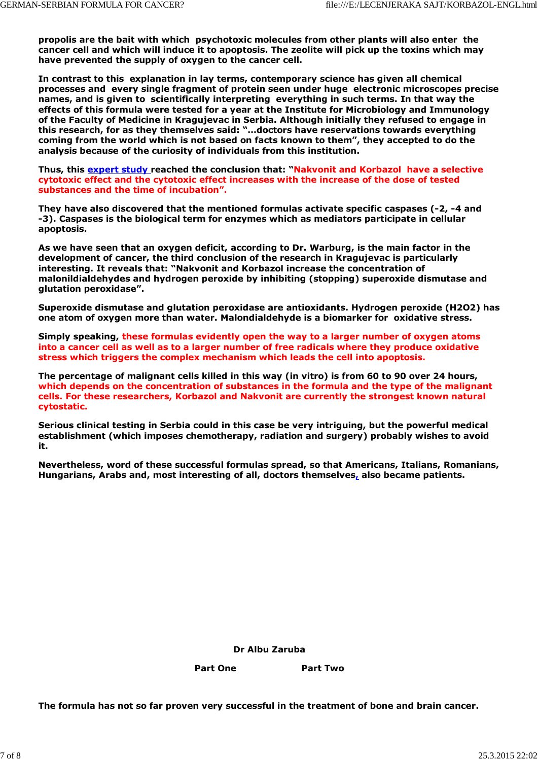**propolis are the bait with which psychotoxic molecules from other plants will also enter the cancer cell and which will induce it to apoptosis. The zeolite will pick up the toxins which may have prevented the supply of oxygen to the cancer cell.**

**In contrast to this explanation in lay terms, contemporary science has given all chemical processes and every single fragment of protein seen under huge electronic microscopes precise names, and is given to scientifically interpreting everything in such terms. In that way the effects of this formula were tested for a year at the Institute for Microbiology and Immunology of the Faculty of Medicine in Kragujevac in Serbia. Although initially they refused to engage in this research, for as they themselves said: "...doctors have reservations towards everything coming from the world which is not based on facts known to them", they accepted to do the analysis because of the curiosity of individuals from this institution.**

**Thus, this expert study reached the conclusion that: "Nakvonit and Korbazol have a selective cytotoxic effect and the cytotoxic effect increases with the increase of the dose of tested substances and the time of incubation".**

**They have also discovered that the mentioned formulas activate specific caspases (-2, -4 and -3). Caspases is the biological term for enzymes which as mediators participate in cellular apoptosis.**

**As we have seen that an oxygen deficit, according to Dr. Warburg, is the main factor in the development of cancer, the third conclusion of the research in Kragujevac is particularly interesting. It reveals that: "Nakvonit and Korbazol increase the concentration of malonildialdehydes and hydrogen peroxide by inhibiting (stopping) superoxide dismutase and glutation peroxidase".**

**Superoxide dismutase and glutation peroxidase are antioxidants. Hydrogen peroxide ($H_2O_2$) has one atom of oxygen more than water. Malondialdehyde is a biomarker for oxidative stress.**

**Simply speaking, these formulas evidently open the way to a larger number of oxygen atoms into a cancer cell as well as to a larger number of free radicals where they produce oxidative stress which triggers the complex mechanism which leads the cell into apoptosis.**

**The percentage of malignant cells killed in this way (in vitro) is from 60 to 90 over 24 hours, which depends on the concentration of substances in the formula and the type of the malignant cells. For these researchers, Korbazol and Nakvonit are currently the strongest known natural cytostatic.**

**Serious clinical testing in Serbia could in this case be very intriguing, but the powerful medical establishment (which imposes chemotherapy, radiation and surgery) probably wishes to avoid it.**

**Nevertheless, word of these successful formulas spread, so that Americans, Italians, Romanians, Hungarians, Arabs and, most interesting of all, doctors themselves, also became patients.**

**Dr Albu Zaruba**

**Part One** **Part Two**

**The formula has not so far proven very successful in the treatment of bone and brain cancer.**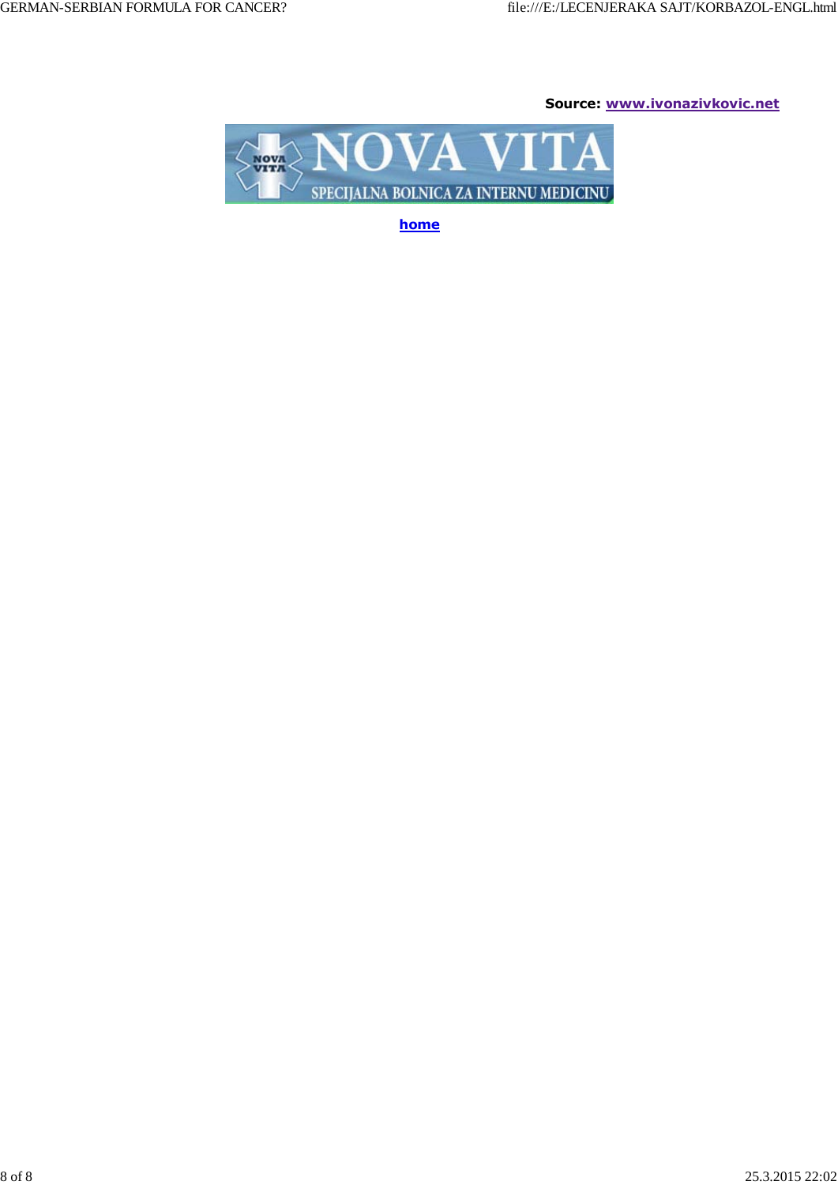**Source: www.ivonazivkovic.net**

NOVA VITA

SPECIJALNA BOLNICA ZA INTERNU MEDICINU

**home**